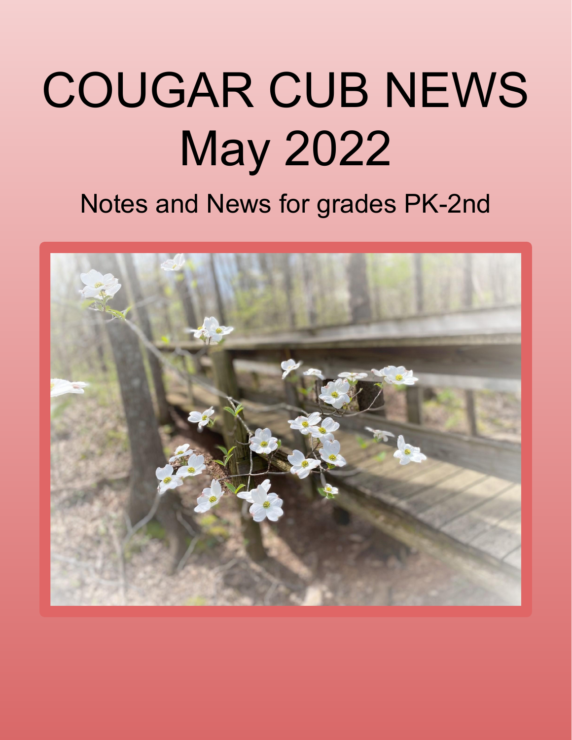# COUGAR CUB NEWS
# May 2022

## Notes and News for grades PK-2nd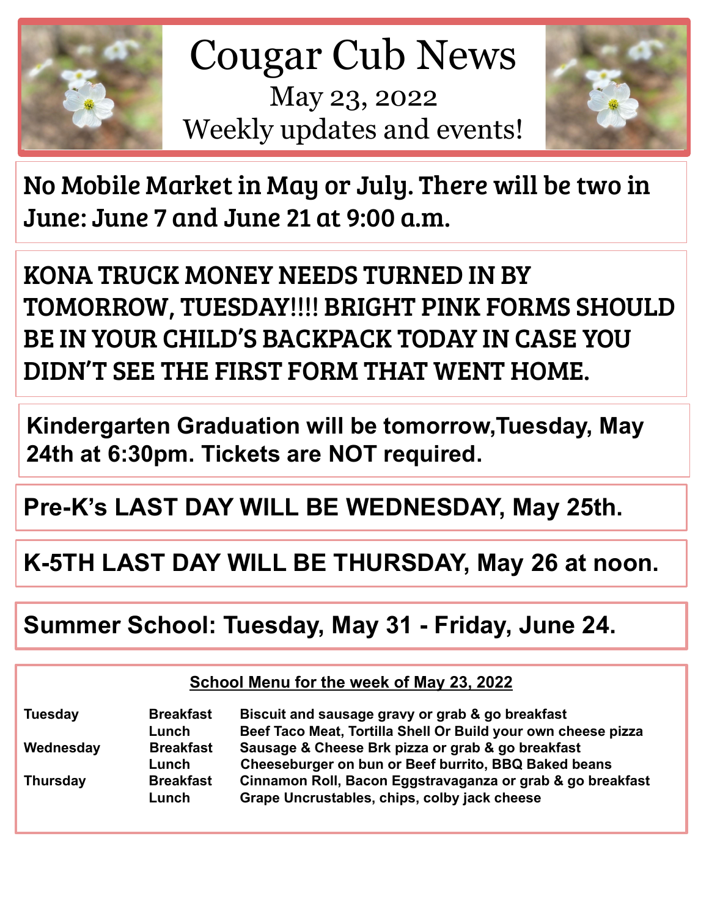# Cougar Cub News

## May 23, 2022

## Weekly updates and events!

No Mobile Market in May or July. There will be two in June: June 7 and June 21 at 9:00 a.m.

KONA TRUCK MONEY NEEDS TURNED IN BY TOMORROW, TUESDAY!!!! BRIGHT PINK FORMS SHOULD BE IN YOUR CHILD'S BACKPACK TODAY IN CASE YOU DIDN'T SEE THE FIRST FORM THAT WENT HOME.

**Kindergarten Graduation will be tomorrow,Tuesday, May 24th at 6:30pm. Tickets are NOT required.**

**Pre-K's LAST DAY WILL BE WEDNESDAY, May 25th.**

**K-5TH LAST DAY WILL BE THURSDAY, May 26 at noon.**

**Summer School: Tuesday, May 31 - Friday, June 24.**

**School Menu for the week of May 23, 2022**

| | | |
|---|---|---|
| **Tuesday** | **Breakfast** | **Biscuit and sausage gravy or grab & go breakfast** |
| | **Lunch** | **Beef Taco Meat, Tortilla Shell Or Build your own cheese pizza** |
| **Wednesday** | **Breakfast** | **Sausage & Cheese Brk pizza or grab & go breakfast** |
| | **Lunch** | **Cheeseburger on bun or Beef burrito, BBQ Baked beans** |
| **Thursday** | **Breakfast** | **Cinnamon Roll, Bacon Eggstravaganza or grab & go breakfast** |
| | **Lunch** | **Grape Uncrustables, chips, colby jack cheese** |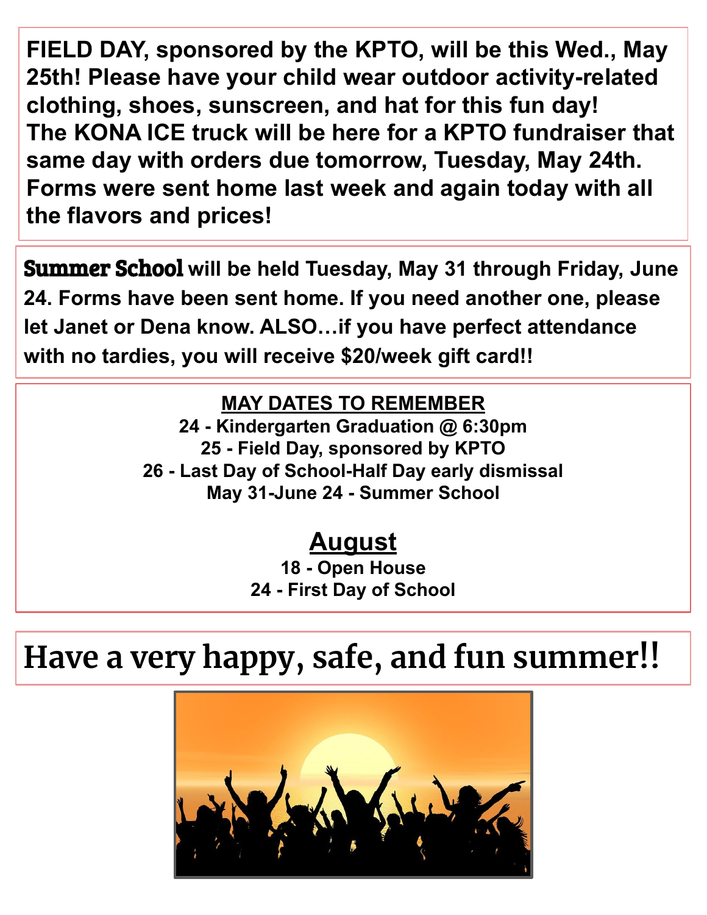**FIELD DAY, sponsored by the KPTO, will be this Wed., May 25th! Please have your child wear outdoor activity-related clothing, shoes, sunscreen, and hat for this fun day!**
**The KONA ICE truck will be here for a KPTO fundraiser that same day with orders due tomorrow, Tuesday, May 24th. Forms were sent home last week and again today with all the flavors and prices!**

**Summer School will be held Tuesday, May 31 through Friday, June 24. Forms have been sent home. If you need another one, please let Janet or Dena know. ALSO…if you have perfect attendance with no tardies, you will receive $20/week gift card!!**

## MAY DATES TO REMEMBER

**24 - Kindergarten Graduation @ 6:30pm**
**25 - Field Day, sponsored by KPTO**
**26 - Last Day of School-Half Day early dismissal**
**May 31-June 24 - Summer School**

## August

**18 - Open House**
**24 - First Day of School**

# Have a very happy, safe, and fun summer!!